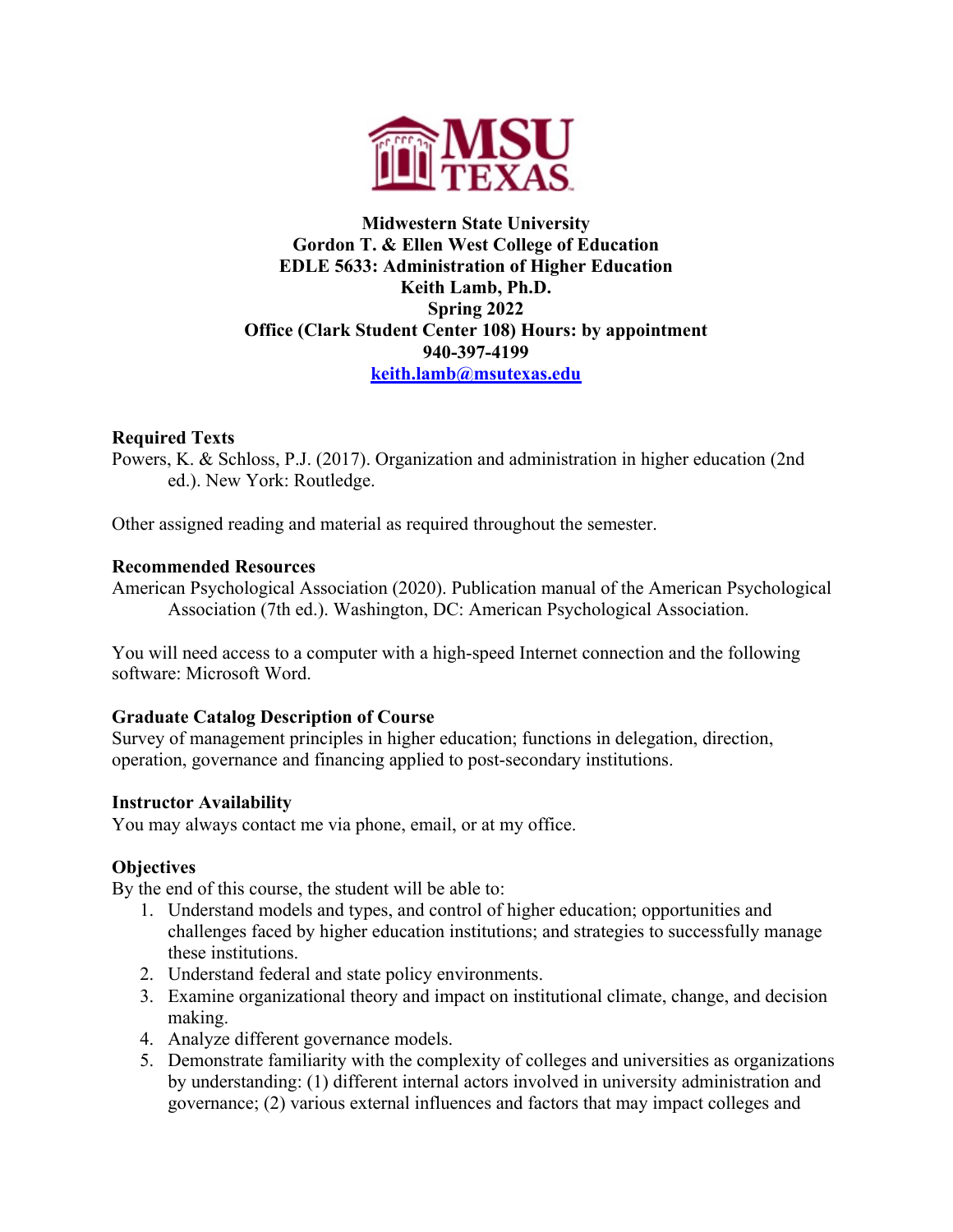**Midwestern State University**
**Gordon T. & Ellen West College of Education**
**EDLE 5633: Administration of Higher Education**
**Keith Lamb, Ph.D.**
**Spring 2022**
**Office (Clark Student Center 108) Hours: by appointment**
**940-397-4199**
**[keith.lamb@msutexas.edu](mailto:keith.lamb@msutexas.edu)**

## Required Texts

Powers, K. & Schloss, P.J. (2017). Organization and administration in higher education (2nd ed.). New York: Routledge.

Other assigned reading and material as required throughout the semester.

## Recommended Resources

American Psychological Association (2020). Publication manual of the American Psychological Association (7th ed.). Washington, DC: American Psychological Association.

You will need access to a computer with a high-speed Internet connection and the following software: Microsoft Word.

## Graduate Catalog Description of Course

Survey of management principles in higher education; functions in delegation, direction, operation, governance and financing applied to post-secondary institutions.

## Instructor Availability

You may always contact me via phone, email, or at my office.

## Objectives

By the end of this course, the student will be able to:

1. Understand models and types, and control of higher education; opportunities and challenges faced by higher education institutions; and strategies to successfully manage these institutions.
2. Understand federal and state policy environments.
3. Examine organizational theory and impact on institutional climate, change, and decision making.
4. Analyze different governance models.
5. Demonstrate familiarity with the complexity of colleges and universities as organizations by understanding: (1) different internal actors involved in university administration and governance; (2) various external influences and factors that may impact colleges and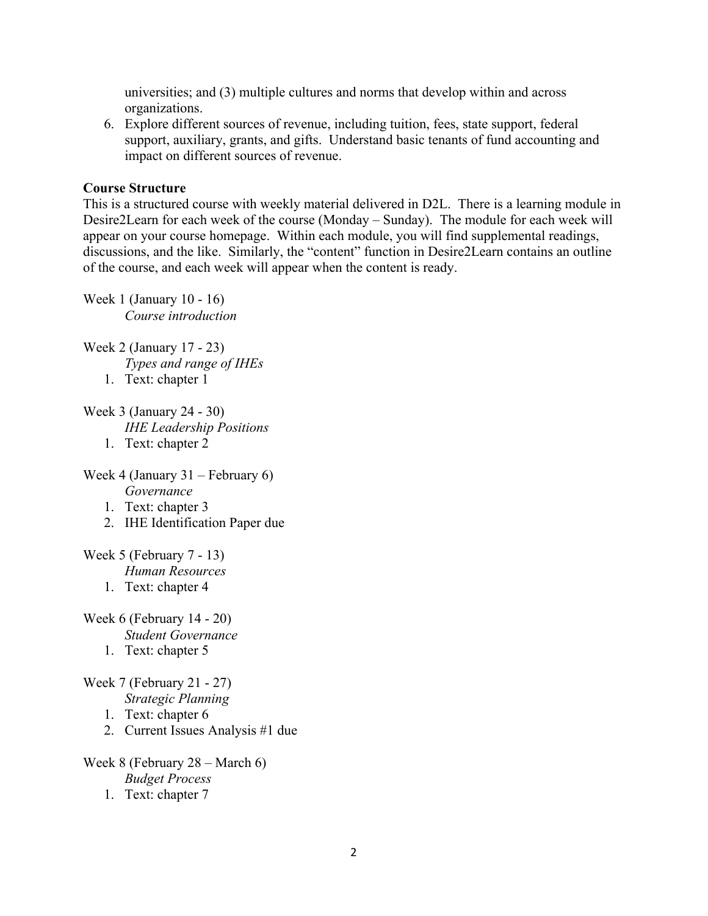universities; and (3) multiple cultures and norms that develop within and across organizations.

6. Explore different sources of revenue, including tuition, fees, state support, federal support, auxiliary, grants, and gifts. Understand basic tenants of fund accounting and impact on different sources of revenue.

**Course Structure**

This is a structured course with weekly material delivered in D2L. There is a learning module in Desire2Learn for each week of the course (Monday – Sunday). The module for each week will appear on your course homepage. Within each module, you will find supplemental readings, discussions, and the like. Similarly, the "content" function in Desire2Learn contains an outline of the course, and each week will appear when the content is ready.

Week 1 (January 10 - 16)
*Course introduction*

Week 2 (January 17 - 23)
*Types and range of IHEs*
1. Text: chapter 1

Week 3 (January 24 - 30)
*IHE Leadership Positions*
1. Text: chapter 2

Week 4 (January 31 – February 6)
*Governance*
1. Text: chapter 3
2. IHE Identification Paper due

Week 5 (February 7 - 13)
*Human Resources*
1. Text: chapter 4

Week 6 (February 14 - 20)
*Student Governance*
1. Text: chapter 5

Week 7 (February 21 - 27)
*Strategic Planning*
1. Text: chapter 6
2. Current Issues Analysis #1 due

Week 8 (February 28 – March 6)
*Budget Process*
1. Text: chapter 7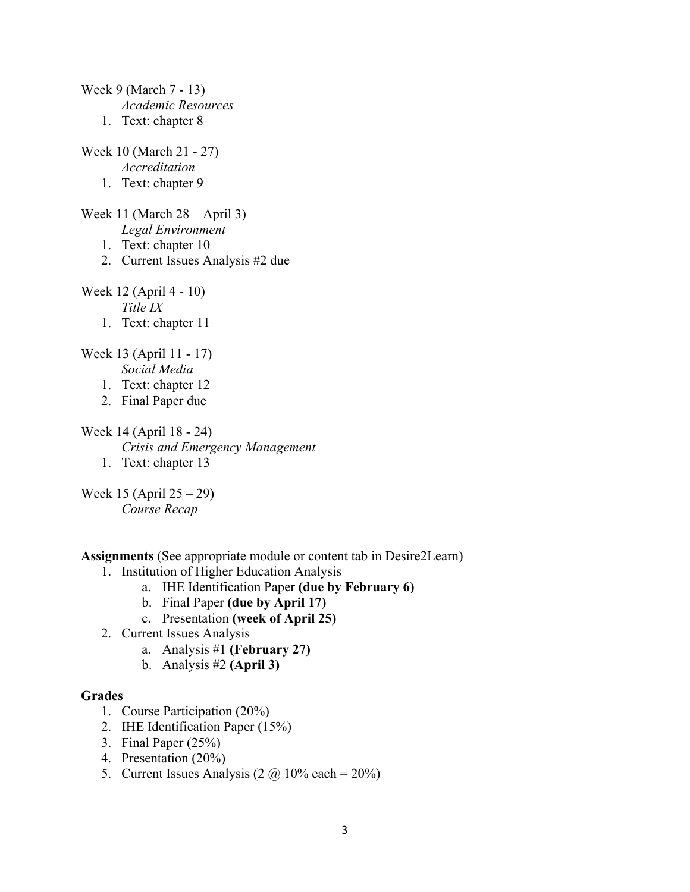Week 9 (March 7 - 13)

*Academic Resources*

1. Text: chapter 8

Week 10 (March 21 - 27)

*Accreditation*

1. Text: chapter 9

Week 11 (March 28 – April 3)

*Legal Environment*

1. Text: chapter 10
2. Current Issues Analysis #2 due

Week 12 (April 4 - 10)

*Title IX*

1. Text: chapter 11

Week 13 (April 11 - 17)

*Social Media*

1. Text: chapter 12
2. Final Paper due

Week 14 (April 18 - 24)

*Crisis and Emergency Management*

1. Text: chapter 13

Week 15 (April 25 – 29)

*Course Recap*

**Assignments** (See appropriate module or content tab in Desire2Learn)

1. Institution of Higher Education Analysis
   a. IHE Identification Paper **(due by February 6)**
   b. Final Paper **(due by April 17)**
   c. Presentation **(week of April 25)**
2. Current Issues Analysis
   a. Analysis #1 **(February 27)**
   b. Analysis #2 **(April 3)**

**Grades**

1. Course Participation (20%)
2. IHE Identification Paper (15%)
3. Final Paper (25%)
4. Presentation (20%)
5. Current Issues Analysis (2 @ 10% each = 20%)